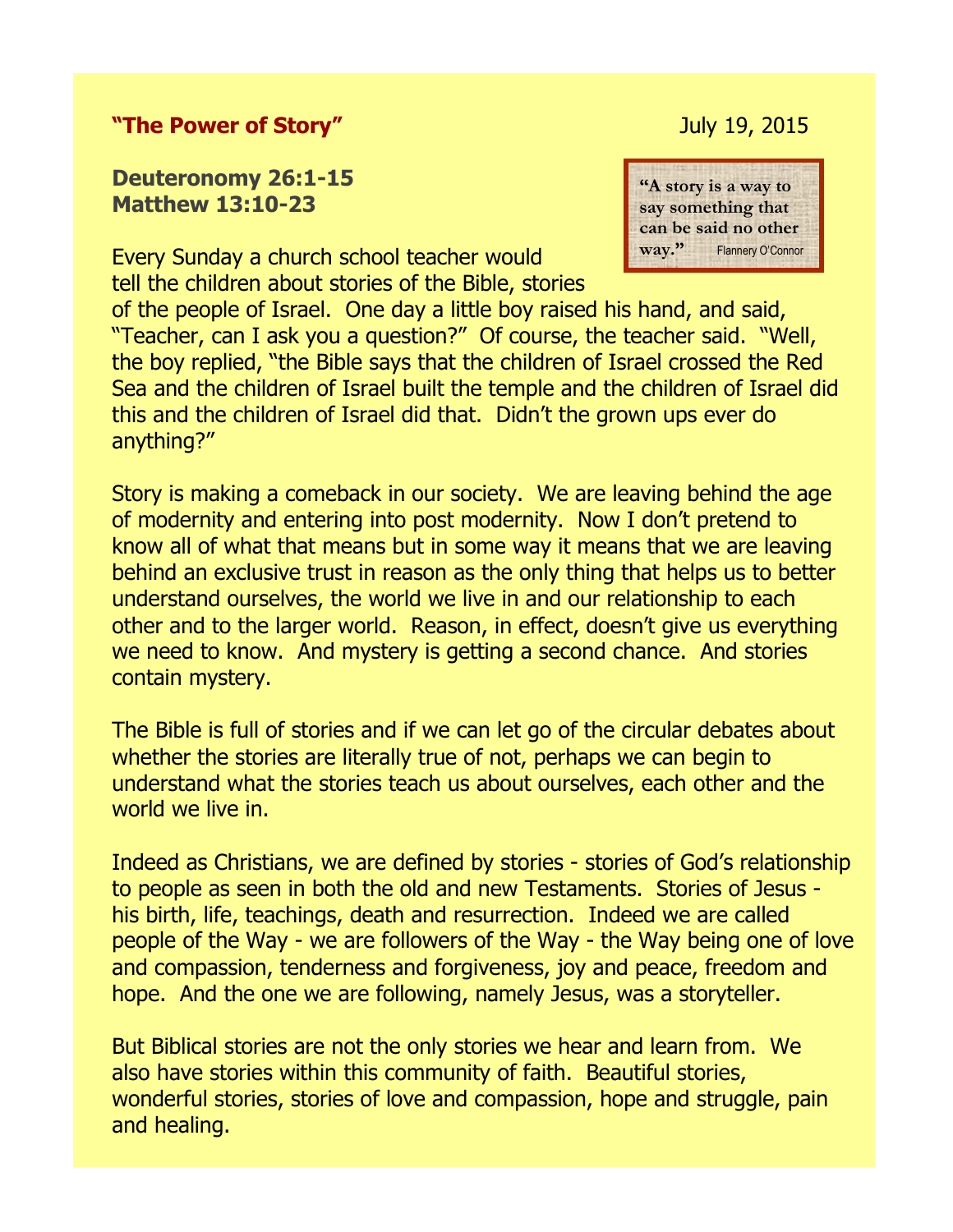## "The Power of Story"

July 19, 2015

> "A story is a way to say something that can be said no other way." Flannery O'Connor

**Deuteronomy 26:1-15**
**Matthew 13:10-23**

Every Sunday a church school teacher would tell the children about stories of the Bible, stories of the people of Israel. One day a little boy raised his hand, and said, "Teacher, can I ask you a question?" Of course, the teacher said. "Well, the boy replied, "the Bible says that the children of Israel crossed the Red Sea and the children of Israel built the temple and the children of Israel did this and the children of Israel did that. Didn't the grown ups ever do anything?"

Story is making a comeback in our society. We are leaving behind the age of modernity and entering into post modernity. Now I don't pretend to know all of what that means but in some way it means that we are leaving behind an exclusive trust in reason as the only thing that helps us to better understand ourselves, the world we live in and our relationship to each other and to the larger world. Reason, in effect, doesn't give us everything we need to know. And mystery is getting a second chance. And stories contain mystery.

The Bible is full of stories and if we can let go of the circular debates about whether the stories are literally true of not, perhaps we can begin to understand what the stories teach us about ourselves, each other and the world we live in.

Indeed as Christians, we are defined by stories - stories of God's relationship to people as seen in both the old and new Testaments. Stories of Jesus - his birth, life, teachings, death and resurrection. Indeed we are called people of the Way - we are followers of the Way - the Way being one of love and compassion, tenderness and forgiveness, joy and peace, freedom and hope. And the one we are following, namely Jesus, was a storyteller.

But Biblical stories are not the only stories we hear and learn from. We also have stories within this community of faith. Beautiful stories, wonderful stories, stories of love and compassion, hope and struggle, pain and healing.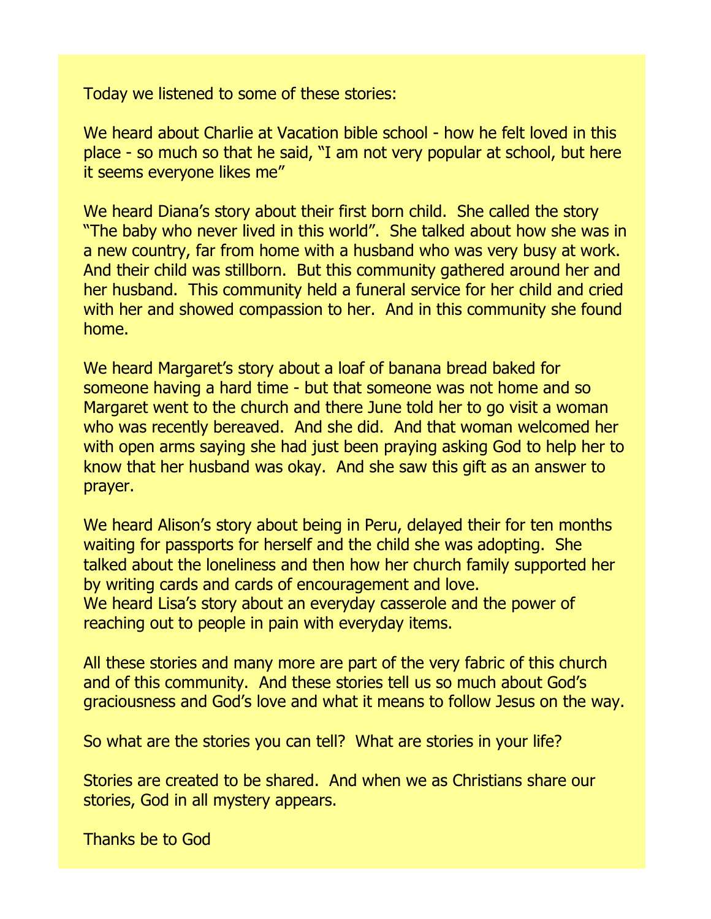Today we listened to some of these stories:

We heard about Charlie at Vacation bible school - how he felt loved in this place - so much so that he said, "I am not very popular at school, but here it seems everyone likes me"

We heard Diana's story about their first born child. She called the story "The baby who never lived in this world". She talked about how she was in a new country, far from home with a husband who was very busy at work. And their child was stillborn. But this community gathered around her and her husband. This community held a funeral service for her child and cried with her and showed compassion to her. And in this community she found home.

We heard Margaret's story about a loaf of banana bread baked for someone having a hard time - but that someone was not home and so Margaret went to the church and there June told her to go visit a woman who was recently bereaved. And she did. And that woman welcomed her with open arms saying she had just been praying asking God to help her to know that her husband was okay. And she saw this gift as an answer to prayer.

We heard Alison's story about being in Peru, delayed their for ten months waiting for passports for herself and the child she was adopting. She talked about the loneliness and then how her church family supported her by writing cards and cards of encouragement and love.
We heard Lisa's story about an everyday casserole and the power of reaching out to people in pain with everyday items.

All these stories and many more are part of the very fabric of this church and of this community. And these stories tell us so much about God's graciousness and God's love and what it means to follow Jesus on the way.

So what are the stories you can tell? What are stories in your life?

Stories are created to be shared. And when we as Christians share our stories, God in all mystery appears.

Thanks be to God